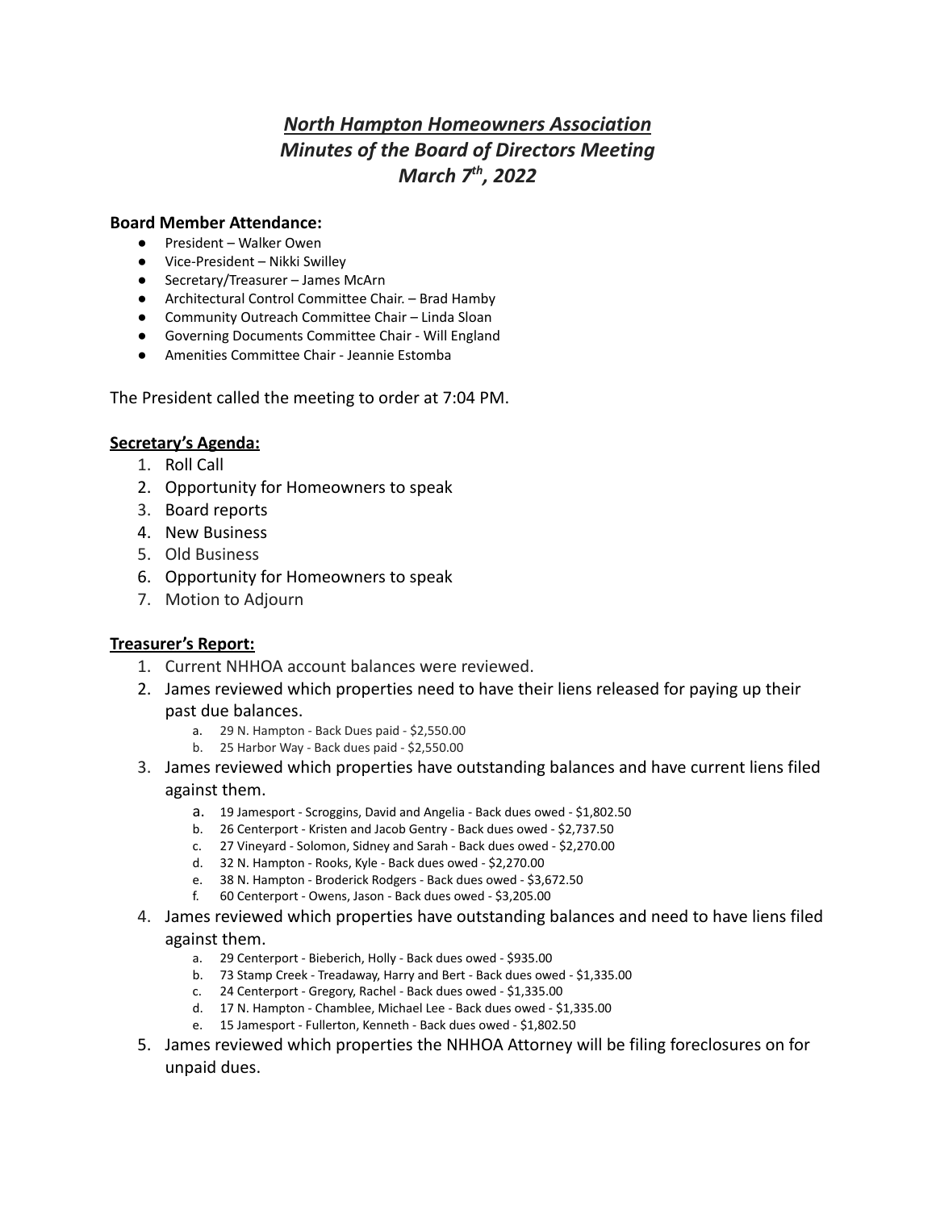# *North Hampton Homeowners Association*
# *Minutes of the Board of Directors Meeting*
# *March 7th, 2022*

**Board Member Attendance:**

- President – Walker Owen
- Vice-President – Nikki Swilley
- Secretary/Treasurer – James McArn
- Architectural Control Committee Chair. – Brad Hamby
- Community Outreach Committee Chair – Linda Sloan
- Governing Documents Committee Chair - Will England
- Amenities Committee Chair - Jeannie Estomba

The President called the meeting to order at 7:04 PM.

**Secretary's Agenda:**

1. Roll Call
2. Opportunity for Homeowners to speak
3. Board reports
4. New Business
5. Old Business
6. Opportunity for Homeowners to speak
7. Motion to Adjourn

**Treasurer's Report:**

1. Current NHHOA account balances were reviewed.
2. James reviewed which properties need to have their liens released for paying up their past due balances.
    a. 29 N. Hampton - Back Dues paid - $2,550.00
    b. 25 Harbor Way - Back dues paid - $2,550.00
3. James reviewed which properties have outstanding balances and have current liens filed against them.
    a. 19 Jamesport - Scroggins, David and Angelia - Back dues owed - $1,802.50
    b. 26 Centerport - Kristen and Jacob Gentry - Back dues owed - $2,737.50
    c. 27 Vineyard - Solomon, Sidney and Sarah - Back dues owed - $2,270.00
    d. 32 N. Hampton - Rooks, Kyle - Back dues owed - $2,270.00
    e. 38 N. Hampton - Broderick Rodgers - Back dues owed - $3,672.50
    f. 60 Centerport - Owens, Jason - Back dues owed - $3,205.00
4. James reviewed which properties have outstanding balances and need to have liens filed against them.
    a. 29 Centerport - Bieberich, Holly - Back dues owed - $935.00
    b. 73 Stamp Creek - Treadaway, Harry and Bert - Back dues owed - $1,335.00
    c. 24 Centerport - Gregory, Rachel - Back dues owed - $1,335.00
    d. 17 N. Hampton - Chamblee, Michael Lee - Back dues owed - $1,335.00
    e. 15 Jamesport - Fullerton, Kenneth - Back dues owed - $1,802.50
5. James reviewed which properties the NHHOA Attorney will be filing foreclosures on for unpaid dues.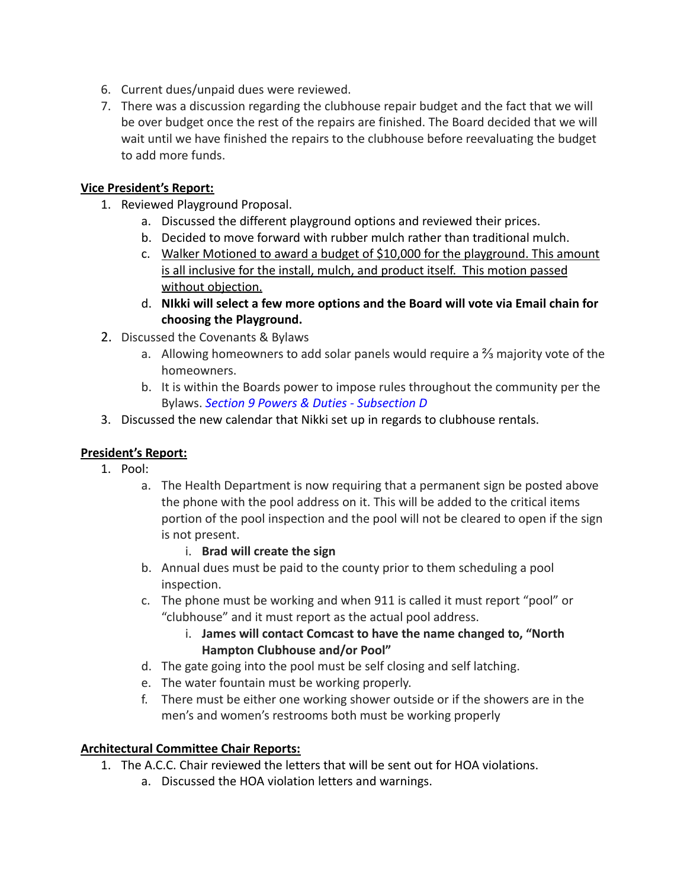6. Current dues/unpaid dues were reviewed.
7. There was a discussion regarding the clubhouse repair budget and the fact that we will be over budget once the rest of the repairs are finished. The Board decided that we will wait until we have finished the repairs to the clubhouse before reevaluating the budget to add more funds.

**Vice President's Report:**

1. Reviewed Playground Proposal.
    a. Discussed the different playground options and reviewed their prices.
    b. Decided to move forward with rubber mulch rather than traditional mulch.
    c. <u>Walker Motioned to award a budget of $10,000 for the playground. This amount is all inclusive for the install, mulch, and product itself. This motion passed without objection.</u>
    d. **NIkki will select a few more options and the Board will vote via Email chain for choosing the Playground.**
2. Discussed the Covenants & Bylaws
    a. Allowing homeowners to add solar panels would require a ⅔ majority vote of the homeowners.
    b. It is within the Boards power to impose rules throughout the community per the Bylaws. *Section 9 Powers & Duties - Subsection D*
3. Discussed the new calendar that Nikki set up in regards to clubhouse rentals.

**President's Report:**

1. Pool:
    a. The Health Department is now requiring that a permanent sign be posted above the phone with the pool address on it. This will be added to the critical items portion of the pool inspection and the pool will not be cleared to open if the sign is not present.
        i. **Brad will create the sign**
    b. Annual dues must be paid to the county prior to them scheduling a pool inspection.
    c. The phone must be working and when 911 is called it must report "pool" or "clubhouse" and it must report as the actual pool address.
        i. **James will contact Comcast to have the name changed to, "North Hampton Clubhouse and/or Pool"**
    d. The gate going into the pool must be self closing and self latching.
    e. The water fountain must be working properly.
    f. There must be either one working shower outside or if the showers are in the men's and women's restrooms both must be working properly

**Architectural Committee Chair Reports:**

1. The A.C.C. Chair reviewed the letters that will be sent out for HOA violations.
    a. Discussed the HOA violation letters and warnings.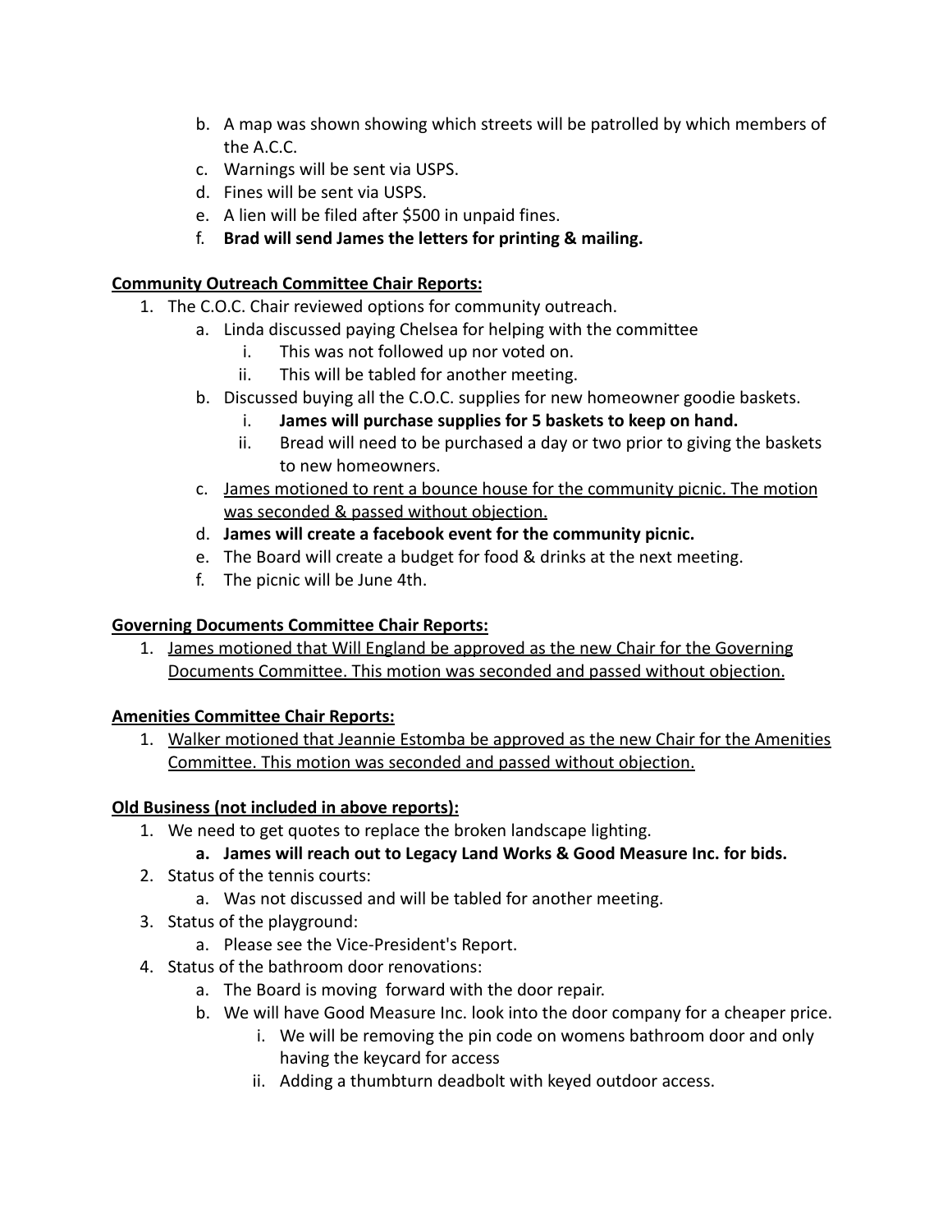b. A map was shown showing which streets will be patrolled by which members of the A.C.C.
c. Warnings will be sent via USPS.
d. Fines will be sent via USPS.
e. A lien will be filed after $500 in unpaid fines.
f. **Brad will send James the letters for printing & mailing.**

<u>**Community Outreach Committee Chair Reports:**</u>

1. The C.O.C. Chair reviewed options for community outreach.
    a. Linda discussed paying Chelsea for helping with the committee
        i. This was not followed up nor voted on.
        ii. This will be tabled for another meeting.
    b. Discussed buying all the C.O.C. supplies for new homeowner goodie baskets.
        i. **James will purchase supplies for 5 baskets to keep on hand.**
        ii. Bread will need to be purchased a day or two prior to giving the baskets to new homeowners.
    c. <u>James motioned to rent a bounce house for the community picnic. The motion was seconded & passed without objection.</u>
    d. **James will create a facebook event for the community picnic.**
    e. The Board will create a budget for food & drinks at the next meeting.
    f. The picnic will be June 4th.

<u>**Governing Documents Committee Chair Reports:**</u>

1. <u>James motioned that Will England be approved as the new Chair for the Governing Documents Committee. This motion was seconded and passed without objection.</u>

<u>**Amenities Committee Chair Reports:**</u>

1. <u>Walker motioned that Jeannie Estomba be approved as the new Chair for the Amenities Committee. This motion was seconded and passed without objection.</u>

<u>**Old Business (not included in above reports):**</u>

1. We need to get quotes to replace the broken landscape lighting.
    a. **James will reach out to Legacy Land Works & Good Measure Inc. for bids.**
2. Status of the tennis courts:
    a. Was not discussed and will be tabled for another meeting.
3. Status of the playground:
    a. Please see the Vice-President's Report.
4. Status of the bathroom door renovations:
    a. The Board is moving forward with the door repair.
    b. We will have Good Measure Inc. look into the door company for a cheaper price.
        i. We will be removing the pin code on womens bathroom door and only having the keycard for access
        ii. Adding a thumbturn deadbolt with keyed outdoor access.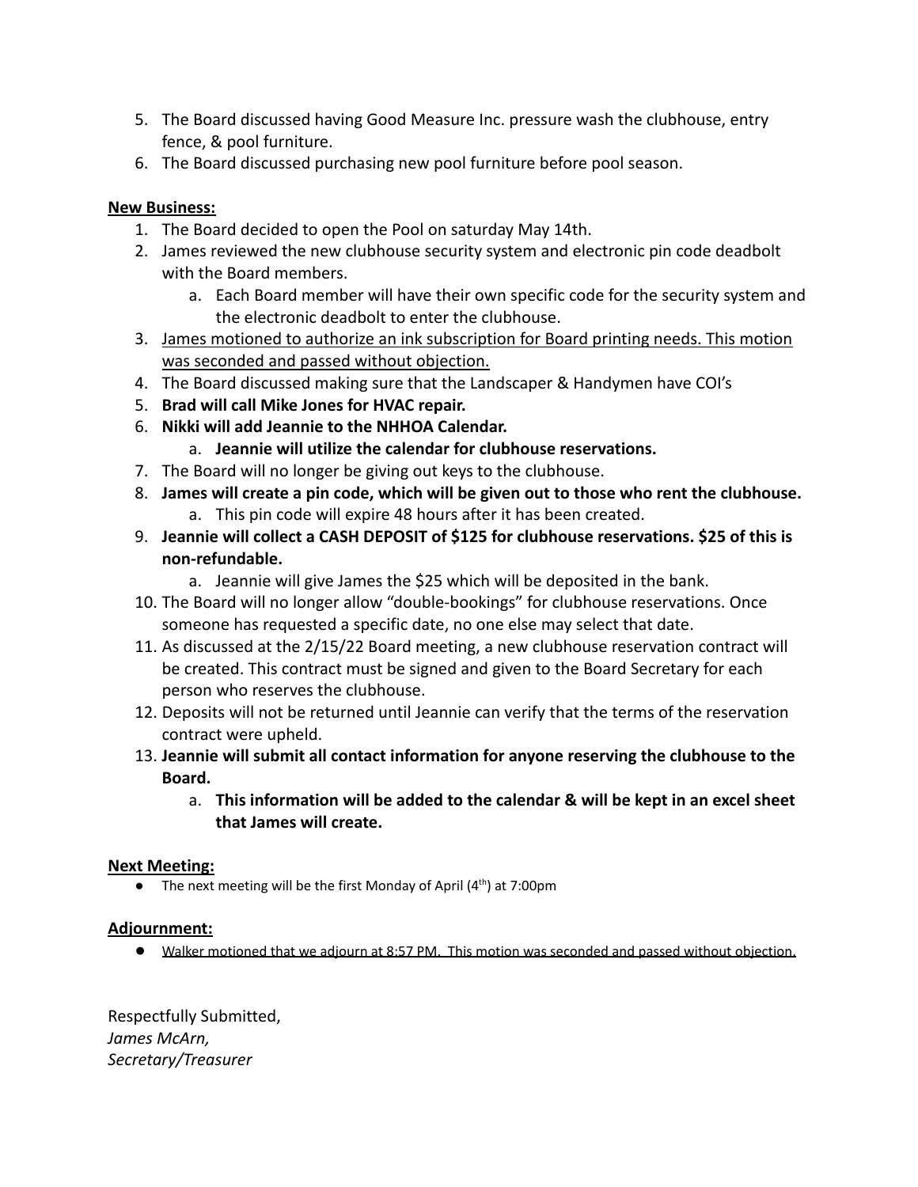5. The Board discussed having Good Measure Inc. pressure wash the clubhouse, entry fence, & pool furniture.
6. The Board discussed purchasing new pool furniture before pool season.

**New Business:**

1. The Board decided to open the Pool on saturday May 14th.
2. James reviewed the new clubhouse security system and electronic pin code deadbolt with the Board members.
    a. Each Board member will have their own specific code for the security system and the electronic deadbolt to enter the clubhouse.
3. <u>James motioned to authorize an ink subscription for Board printing needs. This motion was seconded and passed without objection.</u>
4. The Board discussed making sure that the Landscaper & Handymen have COI's
5. **Brad will call Mike Jones for HVAC repair.**
6. **Nikki will add Jeannie to the NHHOA Calendar.**
    a. **Jeannie will utilize the calendar for clubhouse reservations.**
7. The Board will no longer be giving out keys to the clubhouse.
8. **James will create a pin code, which will be given out to those who rent the clubhouse.**
    a. This pin code will expire 48 hours after it has been created.
9. **Jeannie will collect a CASH DEPOSIT of $125 for clubhouse reservations. $25 of this is non-refundable.**
    a. Jeannie will give James the $25 which will be deposited in the bank.
10. The Board will no longer allow "double-bookings" for clubhouse reservations. Once someone has requested a specific date, no one else may select that date.
11. As discussed at the 2/15/22 Board meeting, a new clubhouse reservation contract will be created. This contract must be signed and given to the Board Secretary for each person who reserves the clubhouse.
12. Deposits will not be returned until Jeannie can verify that the terms of the reservation contract were upheld.
13. **Jeannie will submit all contact information for anyone reserving the clubhouse to the Board.**
    a. **This information will be added to the calendar & will be kept in an excel sheet that James will create.**

**Next Meeting:**

- The next meeting will be the first Monday of April (4th) at 7:00pm

**Adjournment:**

- <u>Walker motioned that we adjourn at 8:57 PM. This motion was seconded and passed without objection.</u>

Respectfully Submitted,
*James McArn,*
*Secretary/Treasurer*